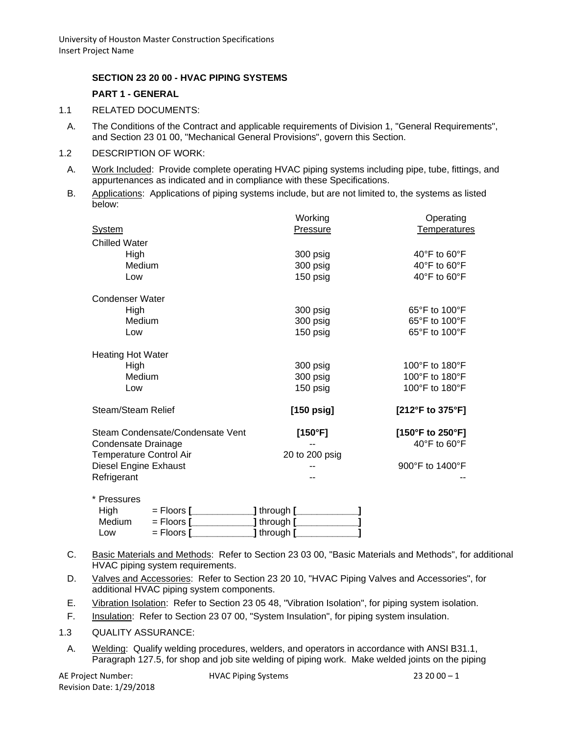**SECTION 23 20 00 - HVAC PIPING SYSTEMS**

**PART 1 - GENERAL**

1.1 RELATED DOCUMENTS:

A. The Conditions of the Contract and applicable requirements of Division 1, "General Requirements", and Section 23 01 00, "Mechanical General Provisions", govern this Section.

1.2 DESCRIPTION OF WORK:

A. Work Included: Provide complete operating HVAC piping systems including pipe, tube, fittings, and appurtenances as indicated and in compliance with these Specifications.

B. Applications: Applications of piping systems include, but are not limited to, the systems as listed below:

| System | Working Pressure | Operating Temperatures |
|---|---|---|
| Chilled Water | | |
| High | 300 psig | 40°F to 60°F |
| Medium | 300 psig | 40°F to 60°F |
| Low | 150 psig | 40°F to 60°F |
| Condenser Water | | |
| High | 300 psig | 65°F to 100°F |
| Medium | 300 psig | 65°F to 100°F |
| Low | 150 psig | 65°F to 100°F |
| Heating Hot Water | | |
| High | 300 psig | 100°F to 180°F |
| Medium | 300 psig | 100°F to 180°F |
| Low | 150 psig | 100°F to 180°F |
| Steam/Steam Relief | **[150 psig]** | **[212°F to 375°F]** |
| Steam Condensate/Condensate Vent | **[150°F]** | **[150°F to 250°F]** |
| Condensate Drainage | -- | 40°F to 60°F |
| Temperature Control Air | 20 to 200 psig | |
| Diesel Engine Exhaust | -- | 900°F to 1400°F |
| Refrigerant | -- | -- |

\* Pressures

| | | |
|---|---|---|
| High | = Floors **[**\_\_\_\_\_\_\_\_\_\_\_\_**]** through **[**\_\_\_\_\_\_\_\_\_\_\_\_**]** |
| Medium | = Floors **[**\_\_\_\_\_\_\_\_\_\_\_\_**]** through **[**\_\_\_\_\_\_\_\_\_\_\_\_**]** |
| Low | = Floors **[**\_\_\_\_\_\_\_\_\_\_\_\_**]** through **[**\_\_\_\_\_\_\_\_\_\_\_\_**]** |

C. Basic Materials and Methods: Refer to Section 23 03 00, "Basic Materials and Methods", for additional HVAC piping system requirements.

D. Valves and Accessories: Refer to Section 23 20 10, "HVAC Piping Valves and Accessories", for additional HVAC piping system components.

E. Vibration Isolation: Refer to Section 23 05 48, "Vibration Isolation", for piping system isolation.

F. Insulation: Refer to Section 23 07 00, "System Insulation", for piping system insulation.

1.3 QUALITY ASSURANCE:

A. Welding: Qualify welding procedures, welders, and operators in accordance with ANSI B31.1, Paragraph 127.5, for shop and job site welding of piping work. Make welded joints on the piping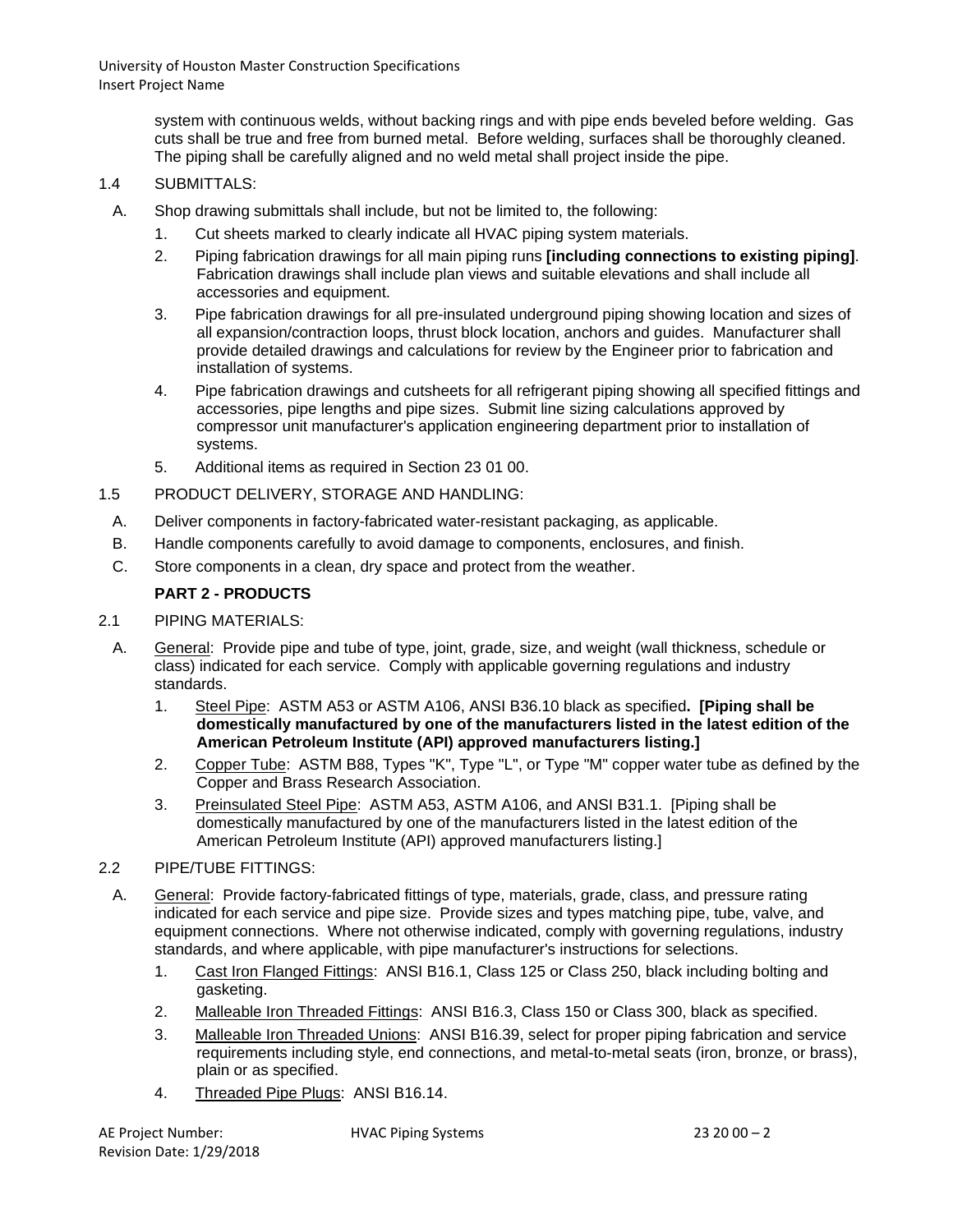system with continuous welds, without backing rings and with pipe ends beveled before welding. Gas cuts shall be true and free from burned metal. Before welding, surfaces shall be thoroughly cleaned. The piping shall be carefully aligned and no weld metal shall project inside the pipe.

1.4 SUBMITTALS:

A. Shop drawing submittals shall include, but not be limited to, the following:

1. Cut sheets marked to clearly indicate all HVAC piping system materials.
2. Piping fabrication drawings for all main piping runs **[including connections to existing piping]**. Fabrication drawings shall include plan views and suitable elevations and shall include all accessories and equipment.
3. Pipe fabrication drawings for all pre-insulated underground piping showing location and sizes of all expansion/contraction loops, thrust block location, anchors and guides. Manufacturer shall provide detailed drawings and calculations for review by the Engineer prior to fabrication and installation of systems.
4. Pipe fabrication drawings and cutsheets for all refrigerant piping showing all specified fittings and accessories, pipe lengths and pipe sizes. Submit line sizing calculations approved by compressor unit manufacturer's application engineering department prior to installation of systems.
5. Additional items as required in Section 23 01 00.

1.5 PRODUCT DELIVERY, STORAGE AND HANDLING:

A. Deliver components in factory-fabricated water-resistant packaging, as applicable.

B. Handle components carefully to avoid damage to components, enclosures, and finish.

C. Store components in a clean, dry space and protect from the weather.

## PART 2 - PRODUCTS

2.1 PIPING MATERIALS:

A. General: Provide pipe and tube of type, joint, grade, size, and weight (wall thickness, schedule or class) indicated for each service. Comply with applicable governing regulations and industry standards.

1. Steel Pipe: ASTM A53 or ASTM A106, ANSI B36.10 black as specified**. [Piping shall be domestically manufactured by one of the manufacturers listed in the latest edition of the American Petroleum Institute (API) approved manufacturers listing.]**
2. Copper Tube: ASTM B88, Types "K", Type "L", or Type "M" copper water tube as defined by the Copper and Brass Research Association.
3. Preinsulated Steel Pipe: ASTM A53, ASTM A106, and ANSI B31.1. [Piping shall be domestically manufactured by one of the manufacturers listed in the latest edition of the American Petroleum Institute (API) approved manufacturers listing.]

2.2 PIPE/TUBE FITTINGS:

A. General: Provide factory-fabricated fittings of type, materials, grade, class, and pressure rating indicated for each service and pipe size. Provide sizes and types matching pipe, tube, valve, and equipment connections. Where not otherwise indicated, comply with governing regulations, industry standards, and where applicable, with pipe manufacturer's instructions for selections.

1. Cast Iron Flanged Fittings: ANSI B16.1, Class 125 or Class 250, black including bolting and gasketing.
2. Malleable Iron Threaded Fittings: ANSI B16.3, Class 150 or Class 300, black as specified.
3. Malleable Iron Threaded Unions: ANSI B16.39, select for proper piping fabrication and service requirements including style, end connections, and metal-to-metal seats (iron, bronze, or brass), plain or as specified.
4. Threaded Pipe Plugs: ANSI B16.14.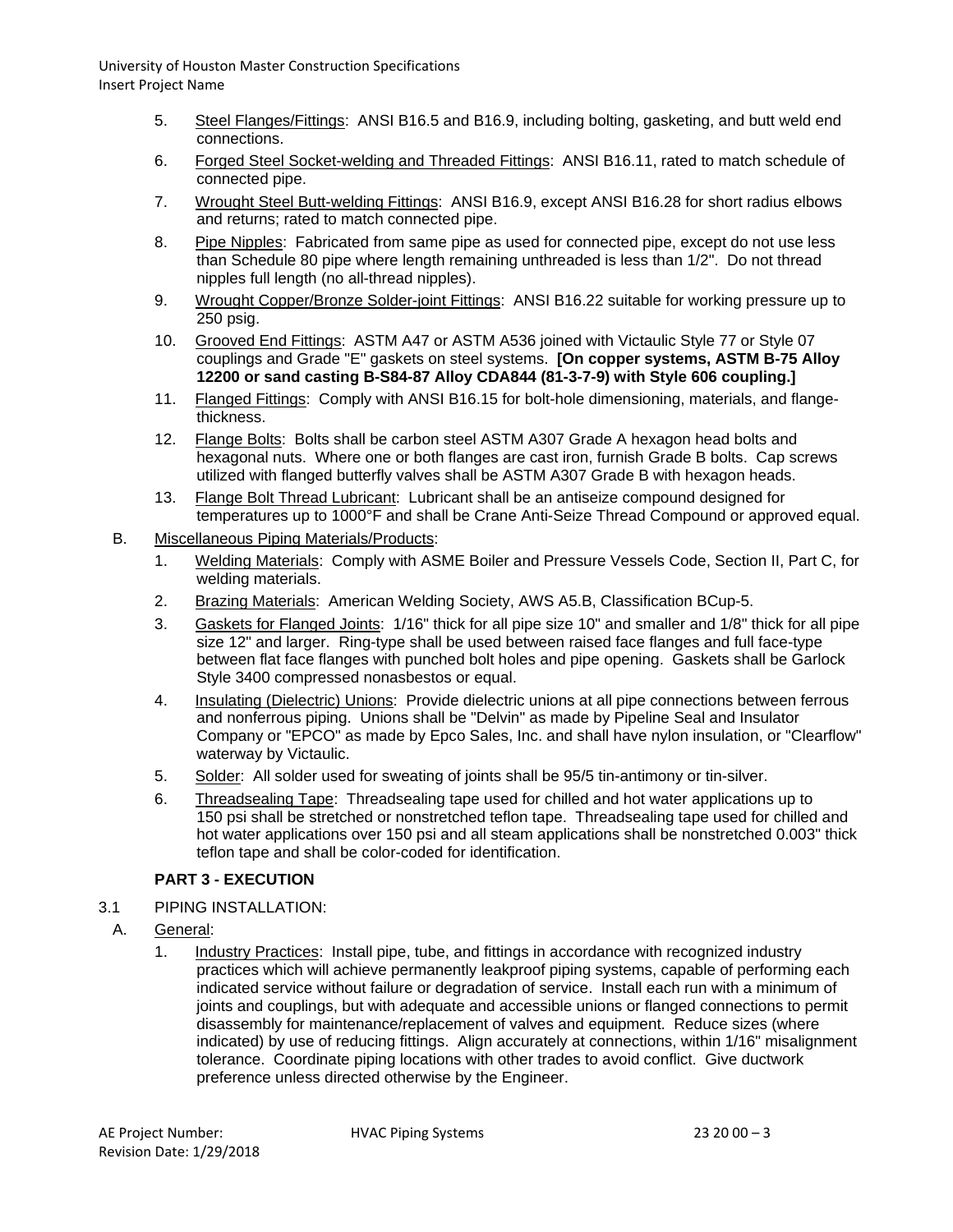5. Steel Flanges/Fittings: ANSI B16.5 and B16.9, including bolting, gasketing, and butt weld end connections.
6. Forged Steel Socket-welding and Threaded Fittings: ANSI B16.11, rated to match schedule of connected pipe.
7. Wrought Steel Butt-welding Fittings: ANSI B16.9, except ANSI B16.28 for short radius elbows and returns; rated to match connected pipe.
8. Pipe Nipples: Fabricated from same pipe as used for connected pipe, except do not use less than Schedule 80 pipe where length remaining unthreaded is less than 1/2". Do not thread nipples full length (no all-thread nipples).
9. Wrought Copper/Bronze Solder-joint Fittings: ANSI B16.22 suitable for working pressure up to 250 psig.
10. Grooved End Fittings: ASTM A47 or ASTM A536 joined with Victaulic Style 77 or Style 07 couplings and Grade "E" gaskets on steel systems. **[On copper systems, ASTM B-75 Alloy 12200 or sand casting B-S84-87 Alloy CDA844 (81-3-7-9) with Style 606 coupling.]**
11. Flanged Fittings: Comply with ANSI B16.15 for bolt-hole dimensioning, materials, and flange-thickness.
12. Flange Bolts: Bolts shall be carbon steel ASTM A307 Grade A hexagon head bolts and hexagonal nuts. Where one or both flanges are cast iron, furnish Grade B bolts. Cap screws utilized with flanged butterfly valves shall be ASTM A307 Grade B with hexagon heads.
13. Flange Bolt Thread Lubricant: Lubricant shall be an antiseize compound designed for temperatures up to 1000°F and shall be Crane Anti-Seize Thread Compound or approved equal.

B. Miscellaneous Piping Materials/Products:

1. Welding Materials: Comply with ASME Boiler and Pressure Vessels Code, Section II, Part C, for welding materials.
2. Brazing Materials: American Welding Society, AWS A5.B, Classification BCup-5.
3. Gaskets for Flanged Joints: 1/16" thick for all pipe size 10" and smaller and 1/8" thick for all pipe size 12" and larger. Ring-type shall be used between raised face flanges and full face-type between flat face flanges with punched bolt holes and pipe opening. Gaskets shall be Garlock Style 3400 compressed nonasbestos or equal.
4. Insulating (Dielectric) Unions: Provide dielectric unions at all pipe connections between ferrous and nonferrous piping. Unions shall be "Delvin" as made by Pipeline Seal and Insulator Company or "EPCO" as made by Epco Sales, Inc. and shall have nylon insulation, or "Clearflow" waterway by Victaulic.
5. Solder: All solder used for sweating of joints shall be 95/5 tin-antimony or tin-silver.
6. Threadsealing Tape: Threadsealing tape used for chilled and hot water applications up to 150 psi shall be stretched or nonstretched teflon tape. Threadsealing tape used for chilled and hot water applications over 150 psi and all steam applications shall be nonstretched 0.003" thick teflon tape and shall be color-coded for identification.

## PART 3 - EXECUTION

3.1 PIPING INSTALLATION:

A. General:

1. Industry Practices: Install pipe, tube, and fittings in accordance with recognized industry practices which will achieve permanently leakproof piping systems, capable of performing each indicated service without failure or degradation of service. Install each run with a minimum of joints and couplings, but with adequate and accessible unions or flanged connections to permit disassembly for maintenance/replacement of valves and equipment. Reduce sizes (where indicated) by use of reducing fittings. Align accurately at connections, within 1/16" misalignment tolerance. Coordinate piping locations with other trades to avoid conflict. Give ductwork preference unless directed otherwise by the Engineer.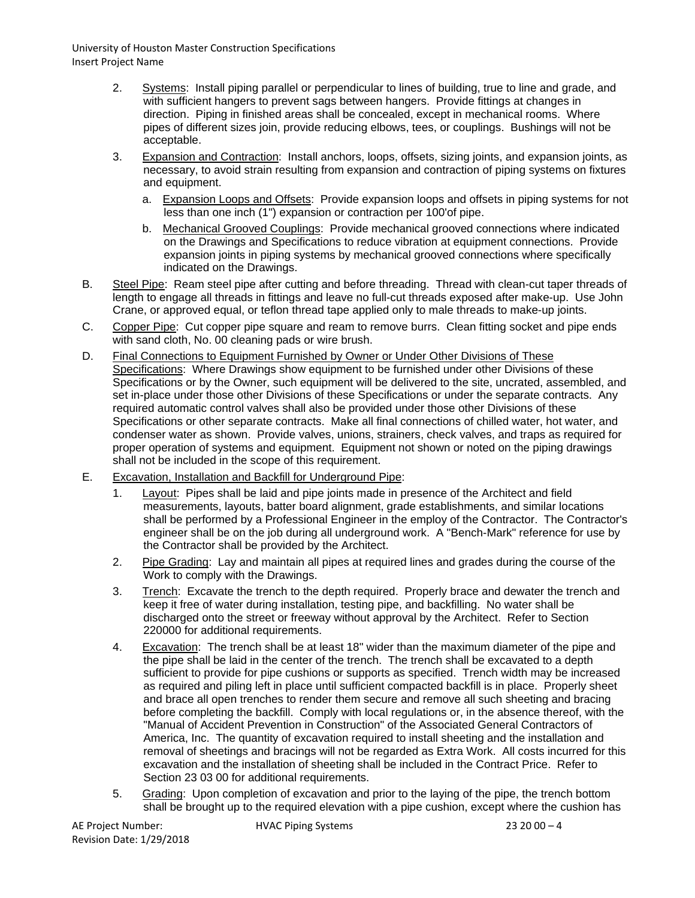2. Systems: Install piping parallel or perpendicular to lines of building, true to line and grade, and with sufficient hangers to prevent sags between hangers. Provide fittings at changes in direction. Piping in finished areas shall be concealed, except in mechanical rooms. Where pipes of different sizes join, provide reducing elbows, tees, or couplings. Bushings will not be acceptable.

3. Expansion and Contraction: Install anchors, loops, offsets, sizing joints, and expansion joints, as necessary, to avoid strain resulting from expansion and contraction of piping systems on fixtures and equipment.

   a. Expansion Loops and Offsets: Provide expansion loops and offsets in piping systems for not less than one inch (1") expansion or contraction per 100'of pipe.

   b. Mechanical Grooved Couplings: Provide mechanical grooved connections where indicated on the Drawings and Specifications to reduce vibration at equipment connections. Provide expansion joints in piping systems by mechanical grooved connections where specifically indicated on the Drawings.

B. Steel Pipe: Ream steel pipe after cutting and before threading. Thread with clean-cut taper threads of length to engage all threads in fittings and leave no full-cut threads exposed after make-up. Use John Crane, or approved equal, or teflon thread tape applied only to male threads to make-up joints.

C. Copper Pipe: Cut copper pipe square and ream to remove burrs. Clean fitting socket and pipe ends with sand cloth, No. 00 cleaning pads or wire brush.

D. Final Connections to Equipment Furnished by Owner or Under Other Divisions of These Specifications: Where Drawings show equipment to be furnished under other Divisions of these Specifications or by the Owner, such equipment will be delivered to the site, uncrated, assembled, and set in-place under those other Divisions of these Specifications or under the separate contracts. Any required automatic control valves shall also be provided under those other Divisions of these Specifications or other separate contracts. Make all final connections of chilled water, hot water, and condenser water as shown. Provide valves, unions, strainers, check valves, and traps as required for proper operation of systems and equipment. Equipment not shown or noted on the piping drawings shall not be included in the scope of this requirement.

E. Excavation, Installation and Backfill for Underground Pipe:

1. Layout: Pipes shall be laid and pipe joints made in presence of the Architect and field measurements, layouts, batter board alignment, grade establishments, and similar locations shall be performed by a Professional Engineer in the employ of the Contractor. The Contractor's engineer shall be on the job during all underground work. A "Bench-Mark" reference for use by the Contractor shall be provided by the Architect.

2. Pipe Grading: Lay and maintain all pipes at required lines and grades during the course of the Work to comply with the Drawings.

3. Trench: Excavate the trench to the depth required. Properly brace and dewater the trench and keep it free of water during installation, testing pipe, and backfilling. No water shall be discharged onto the street or freeway without approval by the Architect. Refer to Section 220000 for additional requirements.

4. Excavation: The trench shall be at least 18" wider than the maximum diameter of the pipe and the pipe shall be laid in the center of the trench. The trench shall be excavated to a depth sufficient to provide for pipe cushions or supports as specified. Trench width may be increased as required and piling left in place until sufficient compacted backfill is in place. Properly sheet and brace all open trenches to render them secure and remove all such sheeting and bracing before completing the backfill. Comply with local regulations or, in the absence thereof, with the "Manual of Accident Prevention in Construction" of the Associated General Contractors of America, Inc. The quantity of excavation required to install sheeting and the installation and removal of sheetings and bracings will not be regarded as Extra Work. All costs incurred for this excavation and the installation of sheeting shall be included in the Contract Price. Refer to Section 23 03 00 for additional requirements.

5. Grading: Upon completion of excavation and prior to the laying of the pipe, the trench bottom shall be brought up to the required elevation with a pipe cushion, except where the cushion has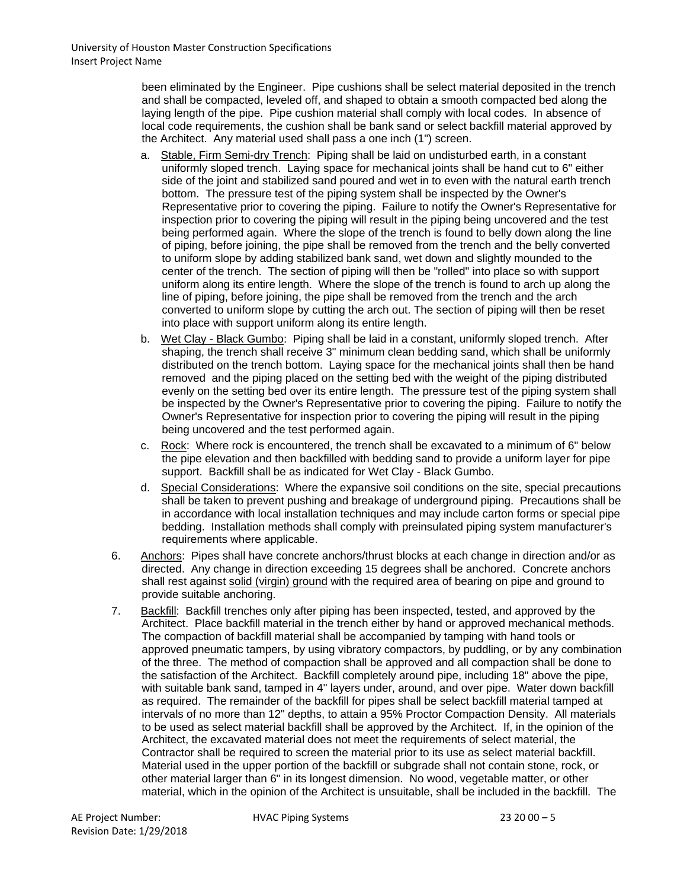been eliminated by the Engineer. Pipe cushions shall be select material deposited in the trench and shall be compacted, leveled off, and shaped to obtain a smooth compacted bed along the laying length of the pipe. Pipe cushion material shall comply with local codes. In absence of local code requirements, the cushion shall be bank sand or select backfill material approved by the Architect. Any material used shall pass a one inch (1") screen.

a. Stable, Firm Semi-dry Trench: Piping shall be laid on undisturbed earth, in a constant uniformly sloped trench. Laying space for mechanical joints shall be hand cut to 6" either side of the joint and stabilized sand poured and wet in to even with the natural earth trench bottom. The pressure test of the piping system shall be inspected by the Owner's Representative prior to covering the piping. Failure to notify the Owner's Representative for inspection prior to covering the piping will result in the piping being uncovered and the test being performed again. Where the slope of the trench is found to belly down along the line of piping, before joining, the pipe shall be removed from the trench and the belly converted to uniform slope by adding stabilized bank sand, wet down and slightly mounded to the center of the trench. The section of piping will then be "rolled" into place so with support uniform along its entire length. Where the slope of the trench is found to arch up along the line of piping, before joining, the pipe shall be removed from the trench and the arch converted to uniform slope by cutting the arch out. The section of piping will then be reset into place with support uniform along its entire length.

b. Wet Clay - Black Gumbo: Piping shall be laid in a constant, uniformly sloped trench. After shaping, the trench shall receive 3" minimum clean bedding sand, which shall be uniformly distributed on the trench bottom. Laying space for the mechanical joints shall then be hand removed and the piping placed on the setting bed with the weight of the piping distributed evenly on the setting bed over its entire length. The pressure test of the piping system shall be inspected by the Owner's Representative prior to covering the piping. Failure to notify the Owner's Representative for inspection prior to covering the piping will result in the piping being uncovered and the test performed again.

c. Rock: Where rock is encountered, the trench shall be excavated to a minimum of 6" below the pipe elevation and then backfilled with bedding sand to provide a uniform layer for pipe support. Backfill shall be as indicated for Wet Clay - Black Gumbo.

d. Special Considerations: Where the expansive soil conditions on the site, special precautions shall be taken to prevent pushing and breakage of underground piping. Precautions shall be in accordance with local installation techniques and may include carton forms or special pipe bedding. Installation methods shall comply with preinsulated piping system manufacturer's requirements where applicable.

6. Anchors: Pipes shall have concrete anchors/thrust blocks at each change in direction and/or as directed. Any change in direction exceeding 15 degrees shall be anchored. Concrete anchors shall rest against solid (virgin) ground with the required area of bearing on pipe and ground to provide suitable anchoring.

7. Backfill: Backfill trenches only after piping has been inspected, tested, and approved by the Architect. Place backfill material in the trench either by hand or approved mechanical methods. The compaction of backfill material shall be accompanied by tamping with hand tools or approved pneumatic tampers, by using vibratory compactors, by puddling, or by any combination of the three. The method of compaction shall be approved and all compaction shall be done to the satisfaction of the Architect. Backfill completely around pipe, including 18" above the pipe, with suitable bank sand, tamped in 4" layers under, around, and over pipe. Water down backfill as required. The remainder of the backfill for pipes shall be select backfill material tamped at intervals of no more than 12" depths, to attain a 95% Proctor Compaction Density. All materials to be used as select material backfill shall be approved by the Architect. If, in the opinion of the Architect, the excavated material does not meet the requirements of select material, the Contractor shall be required to screen the material prior to its use as select material backfill. Material used in the upper portion of the backfill or subgrade shall not contain stone, rock, or other material larger than 6" in its longest dimension. No wood, vegetable matter, or other material, which in the opinion of the Architect is unsuitable, shall be included in the backfill. The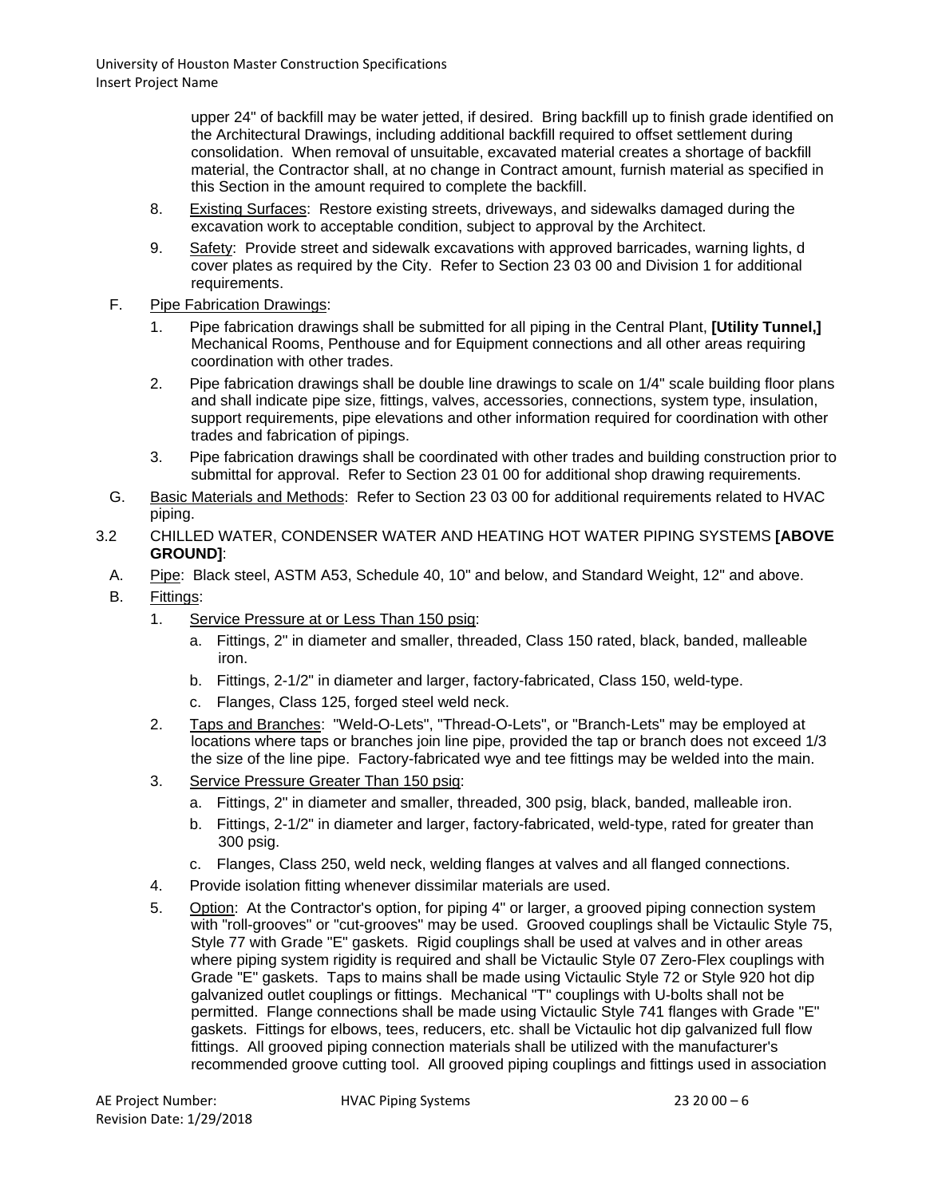upper 24" of backfill may be water jetted, if desired. Bring backfill up to finish grade identified on the Architectural Drawings, including additional backfill required to offset settlement during consolidation. When removal of unsuitable, excavated material creates a shortage of backfill material, the Contractor shall, at no change in Contract amount, furnish material as specified in this Section in the amount required to complete the backfill.

8. Existing Surfaces: Restore existing streets, driveways, and sidewalks damaged during the excavation work to acceptable condition, subject to approval by the Architect.

9. Safety: Provide street and sidewalk excavations with approved barricades, warning lights, d cover plates as required by the City. Refer to Section 23 03 00 and Division 1 for additional requirements.

F. Pipe Fabrication Drawings:

1. Pipe fabrication drawings shall be submitted for all piping in the Central Plant, **[Utility Tunnel,]** Mechanical Rooms, Penthouse and for Equipment connections and all other areas requiring coordination with other trades.

2. Pipe fabrication drawings shall be double line drawings to scale on 1/4" scale building floor plans and shall indicate pipe size, fittings, valves, accessories, connections, system type, insulation, support requirements, pipe elevations and other information required for coordination with other trades and fabrication of pipings.

3. Pipe fabrication drawings shall be coordinated with other trades and building construction prior to submittal for approval. Refer to Section 23 01 00 for additional shop drawing requirements.

G. Basic Materials and Methods: Refer to Section 23 03 00 for additional requirements related to HVAC piping.

3.2 CHILLED WATER, CONDENSER WATER AND HEATING HOT WATER PIPING SYSTEMS **[ABOVE GROUND]**:

A. Pipe: Black steel, ASTM A53, Schedule 40, 10" and below, and Standard Weight, 12" and above.

B. Fittings:

1. Service Pressure at or Less Than 150 psig:

   a. Fittings, 2" in diameter and smaller, threaded, Class 150 rated, black, banded, malleable iron.

   b. Fittings, 2-1/2" in diameter and larger, factory-fabricated, Class 150, weld-type.

   c. Flanges, Class 125, forged steel weld neck.

2. Taps and Branches: "Weld-O-Lets", "Thread-O-Lets", or "Branch-Lets" may be employed at locations where taps or branches join line pipe, provided the tap or branch does not exceed 1/3 the size of the line pipe. Factory-fabricated wye and tee fittings may be welded into the main.

3. Service Pressure Greater Than 150 psig:

   a. Fittings, 2" in diameter and smaller, threaded, 300 psig, black, banded, malleable iron.

   b. Fittings, 2-1/2" in diameter and larger, factory-fabricated, weld-type, rated for greater than 300 psig.

   c. Flanges, Class 250, weld neck, welding flanges at valves and all flanged connections.

4. Provide isolation fitting whenever dissimilar materials are used.

5. Option: At the Contractor's option, for piping 4" or larger, a grooved piping connection system with "roll-grooves" or "cut-grooves" may be used. Grooved couplings shall be Victaulic Style 75, Style 77 with Grade "E" gaskets. Rigid couplings shall be used at valves and in other areas where piping system rigidity is required and shall be Victaulic Style 07 Zero-Flex couplings with Grade "E" gaskets. Taps to mains shall be made using Victaulic Style 72 or Style 920 hot dip galvanized outlet couplings or fittings. Mechanical "T" couplings with U-bolts shall not be permitted. Flange connections shall be made using Victaulic Style 741 flanges with Grade "E" gaskets. Fittings for elbows, tees, reducers, etc. shall be Victaulic hot dip galvanized full flow fittings. All grooved piping connection materials shall be utilized with the manufacturer's recommended groove cutting tool. All grooved piping couplings and fittings used in association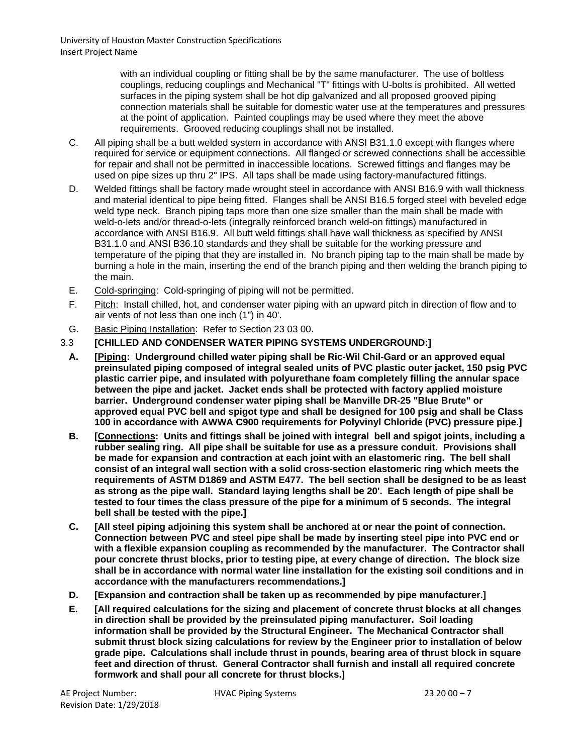with an individual coupling or fitting shall be by the same manufacturer. The use of boltless couplings, reducing couplings and Mechanical "T" fittings with U-bolts is prohibited. All wetted surfaces in the piping system shall be hot dip galvanized and all proposed grooved piping connection materials shall be suitable for domestic water use at the temperatures and pressures at the point of application. Painted couplings may be used where they meet the above requirements. Grooved reducing couplings shall not be installed.

C. All piping shall be a butt welded system in accordance with ANSI B31.1.0 except with flanges where required for service or equipment connections. All flanged or screwed connections shall be accessible for repair and shall not be permitted in inaccessible locations. Screwed fittings and flanges may be used on pipe sizes up thru 2" IPS. All taps shall be made using factory-manufactured fittings.

D. Welded fittings shall be factory made wrought steel in accordance with ANSI B16.9 with wall thickness and material identical to pipe being fitted. Flanges shall be ANSI B16.5 forged steel with beveled edge weld type neck. Branch piping taps more than one size smaller than the main shall be made with weld-o-lets and/or thread-o-lets (integrally reinforced branch weld-on fittings) manufactured in accordance with ANSI B16.9. All butt weld fittings shall have wall thickness as specified by ANSI B31.1.0 and ANSI B36.10 standards and they shall be suitable for the working pressure and temperature of the piping that they are installed in. No branch piping tap to the main shall be made by burning a hole in the main, inserting the end of the branch piping and then welding the branch piping to the main.

E. Cold-springing: Cold-springing of piping will not be permitted.

F. Pitch: Install chilled, hot, and condenser water piping with an upward pitch in direction of flow and to air vents of not less than one inch (1") in 40'.

G. Basic Piping Installation: Refer to Section 23 03 00.

3.3 **[CHILLED AND CONDENSER WATER PIPING SYSTEMS UNDERGROUND:]**

**A. [Piping: Underground chilled water piping shall be Ric-Wil Chil-Gard or an approved equal preinsulated piping composed of integral sealed units of PVC plastic outer jacket, 150 psig PVC plastic carrier pipe, and insulated with polyurethane foam completely filling the annular space between the pipe and jacket. Jacket ends shall be protected with factory applied moisture barrier. Underground condenser water piping shall be Manville DR-25 "Blue Brute" or approved equal PVC bell and spigot type and shall be designed for 100 psig and shall be Class 100 in accordance with AWWA C900 requirements for Polyvinyl Chloride (PVC) pressure pipe.]**

**B. [Connections: Units and fittings shall be joined with integral bell and spigot joints, including a rubber sealing ring. All pipe shall be suitable for use as a pressure conduit. Provisions shall be made for expansion and contraction at each joint with an elastomeric ring. The bell shall consist of an integral wall section with a solid cross-section elastomeric ring which meets the requirements of ASTM D1869 and ASTM E477. The bell section shall be designed to be as least as strong as the pipe wall. Standard laying lengths shall be 20'. Each length of pipe shall be tested to four times the class pressure of the pipe for a minimum of 5 seconds. The integral bell shall be tested with the pipe.]**

**C. [All steel piping adjoining this system shall be anchored at or near the point of connection. Connection between PVC and steel pipe shall be made by inserting steel pipe into PVC end or with a flexible expansion coupling as recommended by the manufacturer. The Contractor shall pour concrete thrust blocks, prior to testing pipe, at every change of direction. The block size shall be in accordance with normal water line installation for the existing soil conditions and in accordance with the manufacturers recommendations.]**

**D. [Expansion and contraction shall be taken up as recommended by pipe manufacturer.]**

**E. [All required calculations for the sizing and placement of concrete thrust blocks at all changes in direction shall be provided by the preinsulated piping manufacturer. Soil loading information shall be provided by the Structural Engineer. The Mechanical Contractor shall submit thrust block sizing calculations for review by the Engineer prior to installation of below grade pipe. Calculations shall include thrust in pounds, bearing area of thrust block in square feet and direction of thrust. General Contractor shall furnish and install all required concrete formwork and shall pour all concrete for thrust blocks.]**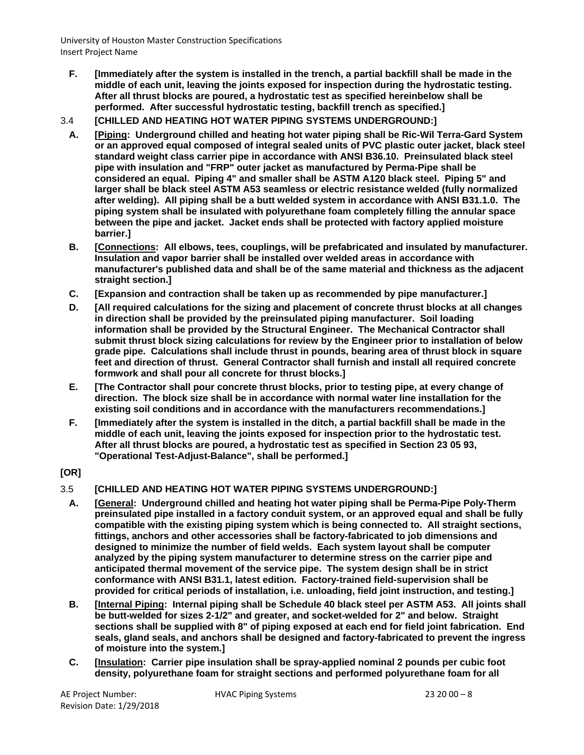**F. [Immediately after the system is installed in the trench, a partial backfill shall be made in the middle of each unit, leaving the joints exposed for inspection during the hydrostatic testing. After all thrust blocks are poured, a hydrostatic test as specified hereinbelow shall be performed. After successful hydrostatic testing, backfill trench as specified.]**

3.4 **[CHILLED AND HEATING HOT WATER PIPING SYSTEMS UNDERGROUND:]**

**A. [<u>Piping</u>: Underground chilled and heating hot water piping shall be Ric-Wil Terra-Gard System or an approved equal composed of integral sealed units of PVC plastic outer jacket, black steel standard weight class carrier pipe in accordance with ANSI B36.10. Preinsulated black steel pipe with insulation and "FRP" outer jacket as manufactured by Perma-Pipe shall be considered an equal. Piping 4" and smaller shall be ASTM A120 black steel. Piping 5" and larger shall be black steel ASTM A53 seamless or electric resistance welded (fully normalized after welding). All piping shall be a butt welded system in accordance with ANSI B31.1.0. The piping system shall be insulated with polyurethane foam completely filling the annular space between the pipe and jacket. Jacket ends shall be protected with factory applied moisture barrier.]**

**B. [<u>Connections</u>: All elbows, tees, couplings, will be prefabricated and insulated by manufacturer. Insulation and vapor barrier shall be installed over welded areas in accordance with manufacturer's published data and shall be of the same material and thickness as the adjacent straight section.]**

**C. [Expansion and contraction shall be taken up as recommended by pipe manufacturer.]**

**D. [All required calculations for the sizing and placement of concrete thrust blocks at all changes in direction shall be provided by the preinsulated piping manufacturer. Soil loading information shall be provided by the Structural Engineer. The Mechanical Contractor shall submit thrust block sizing calculations for review by the Engineer prior to installation of below grade pipe. Calculations shall include thrust in pounds, bearing area of thrust block in square feet and direction of thrust. General Contractor shall furnish and install all required concrete formwork and shall pour all concrete for thrust blocks.]**

**E. [The Contractor shall pour concrete thrust blocks, prior to testing pipe, at every change of direction. The block size shall be in accordance with normal water line installation for the existing soil conditions and in accordance with the manufacturers recommendations.]**

**F. [Immediately after the system is installed in the ditch, a partial backfill shall be made in the middle of each unit, leaving the joints exposed for inspection prior to the hydrostatic test. After all thrust blocks are poured, a hydrostatic test as specified in Section 23 05 93, "Operational Test-Adjust-Balance", shall be performed.]**

**[OR]**

3.5 **[CHILLED AND HEATING HOT WATER PIPING SYSTEMS UNDERGROUND:]**

**A. [<u>General</u>: Underground chilled and heating hot water piping shall be Perma-Pipe Poly-Therm preinsulated pipe installed in a factory conduit system, or an approved equal and shall be fully compatible with the existing piping system which is being connected to. All straight sections, fittings, anchors and other accessories shall be factory-fabricated to job dimensions and designed to minimize the number of field welds. Each system layout shall be computer analyzed by the piping system manufacturer to determine stress on the carrier pipe and anticipated thermal movement of the service pipe. The system design shall be in strict conformance with ANSI B31.1, latest edition. Factory-trained field-supervision shall be provided for critical periods of installation, i.e. unloading, field joint instruction, and testing.]**

**B. [<u>Internal Piping</u>: Internal piping shall be Schedule 40 black steel per ASTM A53. All joints shall be butt-welded for sizes 2-1/2" and greater, and socket-welded for 2" and below. Straight sections shall be supplied with 8" of piping exposed at each end for field joint fabrication. End seals, gland seals, and anchors shall be designed and factory-fabricated to prevent the ingress of moisture into the system.]**

**C. [<u>Insulation</u>: Carrier pipe insulation shall be spray-applied nominal 2 pounds per cubic foot density, polyurethane foam for straight sections and performed polyurethane foam for all**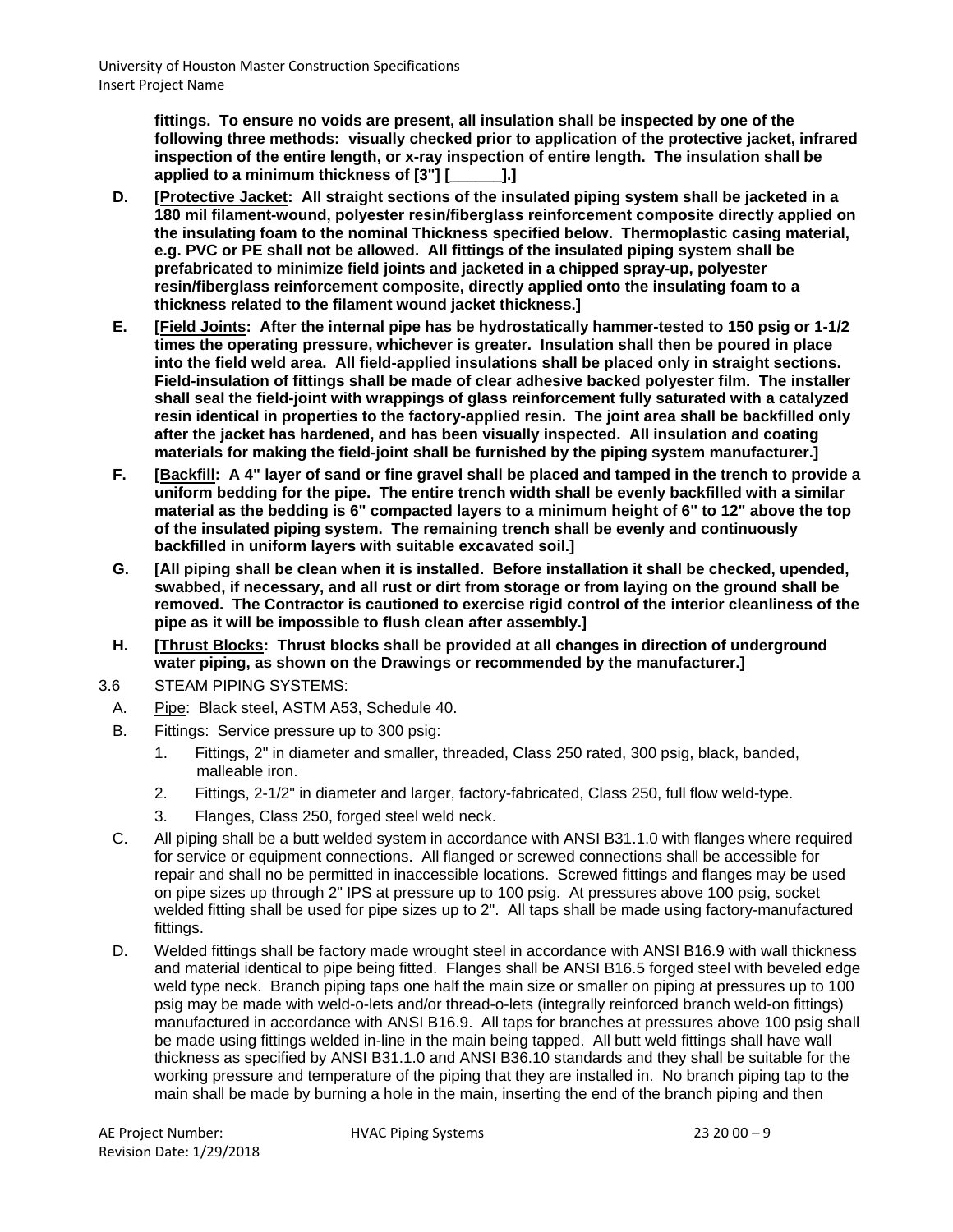**fittings. To ensure no voids are present, all insulation shall be inspected by one of the following three methods: visually checked prior to application of the protective jacket, infrared inspection of the entire length, or x-ray inspection of entire length. The insulation shall be applied to a minimum thickness of [3"] [______].]**

**D. [<u>Protective Jacket</u>: All straight sections of the insulated piping system shall be jacketed in a 180 mil filament-wound, polyester resin/fiberglass reinforcement composite directly applied on the insulating foam to the nominal Thickness specified below. Thermoplastic casing material, e.g. PVC or PE shall not be allowed. All fittings of the insulated piping system shall be prefabricated to minimize field joints and jacketed in a chipped spray-up, polyester resin/fiberglass reinforcement composite, directly applied onto the insulating foam to a thickness related to the filament wound jacket thickness.]**

**E. [<u>Field Joints</u>: After the internal pipe has be hydrostatically hammer-tested to 150 psig or 1-1/2 times the operating pressure, whichever is greater. Insulation shall then be poured in place into the field weld area. All field-applied insulations shall be placed only in straight sections. Field-insulation of fittings shall be made of clear adhesive backed polyester film. The installer shall seal the field-joint with wrappings of glass reinforcement fully saturated with a catalyzed resin identical in properties to the factory-applied resin. The joint area shall be backfilled only after the jacket has hardened, and has been visually inspected. All insulation and coating materials for making the field-joint shall be furnished by the piping system manufacturer.]**

**F. [<u>Backfill</u>: A 4" layer of sand or fine gravel shall be placed and tamped in the trench to provide a uniform bedding for the pipe. The entire trench width shall be evenly backfilled with a similar material as the bedding is 6" compacted layers to a minimum height of 6" to 12" above the top of the insulated piping system. The remaining trench shall be evenly and continuously backfilled in uniform layers with suitable excavated soil.]**

**G. [All piping shall be clean when it is installed. Before installation it shall be checked, upended, swabbed, if necessary, and all rust or dirt from storage or from laying on the ground shall be removed. The Contractor is cautioned to exercise rigid control of the interior cleanliness of the pipe as it will be impossible to flush clean after assembly.]**

**H. [<u>Thrust Blocks</u>: Thrust blocks shall be provided at all changes in direction of underground water piping, as shown on the Drawings or recommended by the manufacturer.]**

3.6 STEAM PIPING SYSTEMS:

A. <u>Pipe</u>: Black steel, ASTM A53, Schedule 40.

B. <u>Fittings</u>: Service pressure up to 300 psig:

1. Fittings, 2" in diameter and smaller, threaded, Class 250 rated, 300 psig, black, banded, malleable iron.
2. Fittings, 2-1/2" in diameter and larger, factory-fabricated, Class 250, full flow weld-type.
3. Flanges, Class 250, forged steel weld neck.

C. All piping shall be a butt welded system in accordance with ANSI B31.1.0 with flanges where required for service or equipment connections. All flanged or screwed connections shall be accessible for repair and shall no be permitted in inaccessible locations. Screwed fittings and flanges may be used on pipe sizes up through 2" IPS at pressure up to 100 psig. At pressures above 100 psig, socket welded fitting shall be used for pipe sizes up to 2". All taps shall be made using factory-manufactured fittings.

D. Welded fittings shall be factory made wrought steel in accordance with ANSI B16.9 with wall thickness and material identical to pipe being fitted. Flanges shall be ANSI B16.5 forged steel with beveled edge weld type neck. Branch piping taps one half the main size or smaller on piping at pressures up to 100 psig may be made with weld-o-lets and/or thread-o-lets (integrally reinforced branch weld-on fittings) manufactured in accordance with ANSI B16.9. All taps for branches at pressures above 100 psig shall be made using fittings welded in-line in the main being tapped. All butt weld fittings shall have wall thickness as specified by ANSI B31.1.0 and ANSI B36.10 standards and they shall be suitable for the working pressure and temperature of the piping that they are installed in. No branch piping tap to the main shall be made by burning a hole in the main, inserting the end of the branch piping and then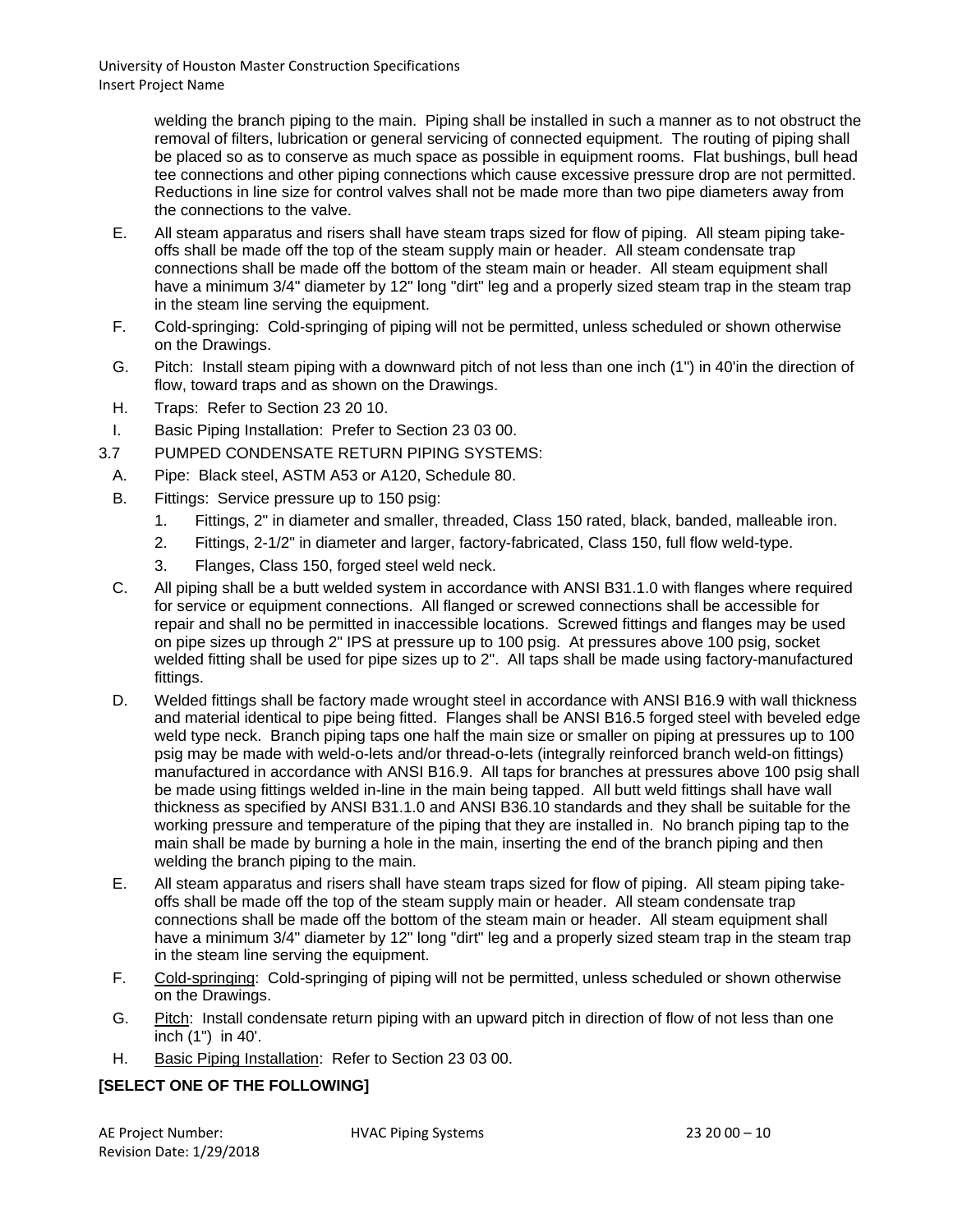welding the branch piping to the main. Piping shall be installed in such a manner as to not obstruct the removal of filters, lubrication or general servicing of connected equipment. The routing of piping shall be placed so as to conserve as much space as possible in equipment rooms. Flat bushings, bull head tee connections and other piping connections which cause excessive pressure drop are not permitted. Reductions in line size for control valves shall not be made more than two pipe diameters away from the connections to the valve.

E. All steam apparatus and risers shall have steam traps sized for flow of piping. All steam piping take-offs shall be made off the top of the steam supply main or header. All steam condensate trap connections shall be made off the bottom of the steam main or header. All steam equipment shall have a minimum 3/4" diameter by 12" long "dirt" leg and a properly sized steam trap in the steam trap in the steam line serving the equipment.

F. Cold-springing: Cold-springing of piping will not be permitted, unless scheduled or shown otherwise on the Drawings.

G. Pitch: Install steam piping with a downward pitch of not less than one inch (1") in 40'in the direction of flow, toward traps and as shown on the Drawings.

H. Traps: Refer to Section 23 20 10.

I. Basic Piping Installation: Prefer to Section 23 03 00.

3.7 PUMPED CONDENSATE RETURN PIPING SYSTEMS:

A. Pipe: Black steel, ASTM A53 or A120, Schedule 80.

B. Fittings: Service pressure up to 150 psig:

1. Fittings, 2" in diameter and smaller, threaded, Class 150 rated, black, banded, malleable iron.
2. Fittings, 2-1/2" in diameter and larger, factory-fabricated, Class 150, full flow weld-type.
3. Flanges, Class 150, forged steel weld neck.

C. All piping shall be a butt welded system in accordance with ANSI B31.1.0 with flanges where required for service or equipment connections. All flanged or screwed connections shall be accessible for repair and shall no be permitted in inaccessible locations. Screwed fittings and flanges may be used on pipe sizes up through 2" IPS at pressure up to 100 psig. At pressures above 100 psig, socket welded fitting shall be used for pipe sizes up to 2". All taps shall be made using factory-manufactured fittings.

D. Welded fittings shall be factory made wrought steel in accordance with ANSI B16.9 with wall thickness and material identical to pipe being fitted. Flanges shall be ANSI B16.5 forged steel with beveled edge weld type neck. Branch piping taps one half the main size or smaller on piping at pressures up to 100 psig may be made with weld-o-lets and/or thread-o-lets (integrally reinforced branch weld-on fittings) manufactured in accordance with ANSI B16.9. All taps for branches at pressures above 100 psig shall be made using fittings welded in-line in the main being tapped. All butt weld fittings shall have wall thickness as specified by ANSI B31.1.0 and ANSI B36.10 standards and they shall be suitable for the working pressure and temperature of the piping that they are installed in. No branch piping tap to the main shall be made by burning a hole in the main, inserting the end of the branch piping and then welding the branch piping to the main.

E. All steam apparatus and risers shall have steam traps sized for flow of piping. All steam piping take-offs shall be made off the top of the steam supply main or header. All steam condensate trap connections shall be made off the bottom of the steam main or header. All steam equipment shall have a minimum 3/4" diameter by 12" long "dirt" leg and a properly sized steam trap in the steam trap in the steam line serving the equipment.

F. Cold-springing: Cold-springing of piping will not be permitted, unless scheduled or shown otherwise on the Drawings.

G. Pitch: Install condensate return piping with an upward pitch in direction of flow of not less than one inch (1") in 40'.

H. Basic Piping Installation: Refer to Section 23 03 00.

**[SELECT ONE OF THE FOLLOWING]**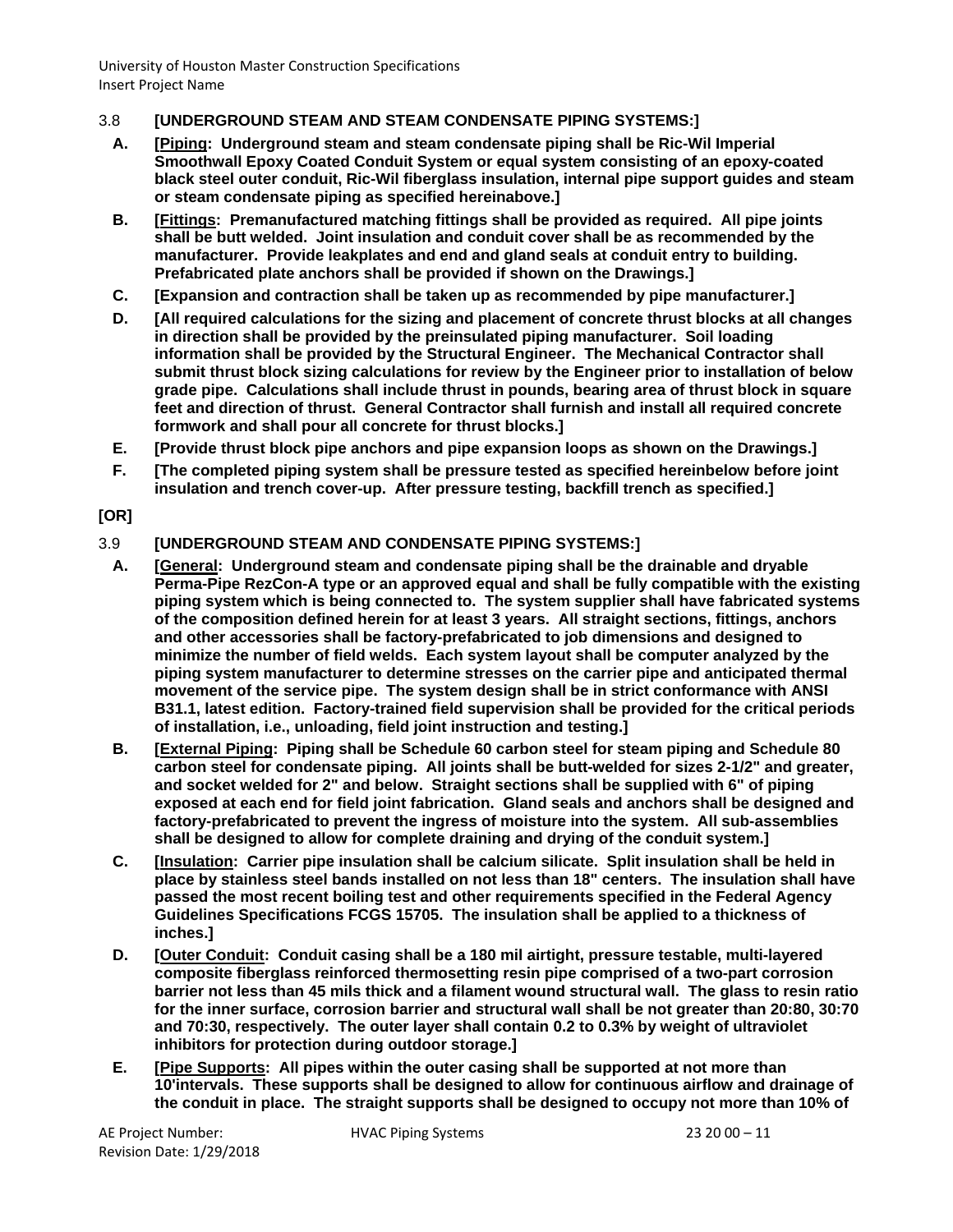3.8 **[UNDERGROUND STEAM AND STEAM CONDENSATE PIPING SYSTEMS:]**

**A. [Piping: Underground steam and steam condensate piping shall be Ric-Wil Imperial Smoothwall Epoxy Coated Conduit System or equal system consisting of an epoxy-coated black steel outer conduit, Ric-Wil fiberglass insulation, internal pipe support guides and steam or steam condensate piping as specified hereinabove.]**

**B. [Fittings: Premanufactured matching fittings shall be provided as required. All pipe joints shall be butt welded. Joint insulation and conduit cover shall be as recommended by the manufacturer. Provide leakplates and end and gland seals at conduit entry to building. Prefabricated plate anchors shall be provided if shown on the Drawings.]**

**C. [Expansion and contraction shall be taken up as recommended by pipe manufacturer.]**

**D. [All required calculations for the sizing and placement of concrete thrust blocks at all changes in direction shall be provided by the preinsulated piping manufacturer. Soil loading information shall be provided by the Structural Engineer. The Mechanical Contractor shall submit thrust block sizing calculations for review by the Engineer prior to installation of below grade pipe. Calculations shall include thrust in pounds, bearing area of thrust block in square feet and direction of thrust. General Contractor shall furnish and install all required concrete formwork and shall pour all concrete for thrust blocks.]**

**E. [Provide thrust block pipe anchors and pipe expansion loops as shown on the Drawings.]**

**F. [The completed piping system shall be pressure tested as specified hereinbelow before joint insulation and trench cover-up. After pressure testing, backfill trench as specified.]**

**[OR]**

3.9 **[UNDERGROUND STEAM AND CONDENSATE PIPING SYSTEMS:]**

**A. [General: Underground steam and condensate piping shall be the drainable and dryable Perma-Pipe RezCon-A type or an approved equal and shall be fully compatible with the existing piping system which is being connected to. The system supplier shall have fabricated systems of the composition defined herein for at least 3 years. All straight sections, fittings, anchors and other accessories shall be factory-prefabricated to job dimensions and designed to minimize the number of field welds. Each system layout shall be computer analyzed by the piping system manufacturer to determine stresses on the carrier pipe and anticipated thermal movement of the service pipe. The system design shall be in strict conformance with ANSI B31.1, latest edition. Factory-trained field supervision shall be provided for the critical periods of installation, i.e., unloading, field joint instruction and testing.]**

**B. [External Piping: Piping shall be Schedule 60 carbon steel for steam piping and Schedule 80 carbon steel for condensate piping. All joints shall be butt-welded for sizes 2-1/2" and greater, and socket welded for 2" and below. Straight sections shall be supplied with 6" of piping exposed at each end for field joint fabrication. Gland seals and anchors shall be designed and factory-prefabricated to prevent the ingress of moisture into the system. All sub-assemblies shall be designed to allow for complete draining and drying of the conduit system.]**

**C. [Insulation: Carrier pipe insulation shall be calcium silicate. Split insulation shall be held in place by stainless steel bands installed on not less than 18" centers. The insulation shall have passed the most recent boiling test and other requirements specified in the Federal Agency Guidelines Specifications FCGS 15705. The insulation shall be applied to a thickness of inches.]**

**D. [Outer Conduit: Conduit casing shall be a 180 mil airtight, pressure testable, multi-layered composite fiberglass reinforced thermosetting resin pipe comprised of a two-part corrosion barrier not less than 45 mils thick and a filament wound structural wall. The glass to resin ratio for the inner surface, corrosion barrier and structural wall shall be not greater than 20:80, 30:70 and 70:30, respectively. The outer layer shall contain 0.2 to 0.3% by weight of ultraviolet inhibitors for protection during outdoor storage.]**

**E. [Pipe Supports: All pipes within the outer casing shall be supported at not more than 10'intervals. These supports shall be designed to allow for continuous airflow and drainage of the conduit in place. The straight supports shall be designed to occupy not more than 10% of**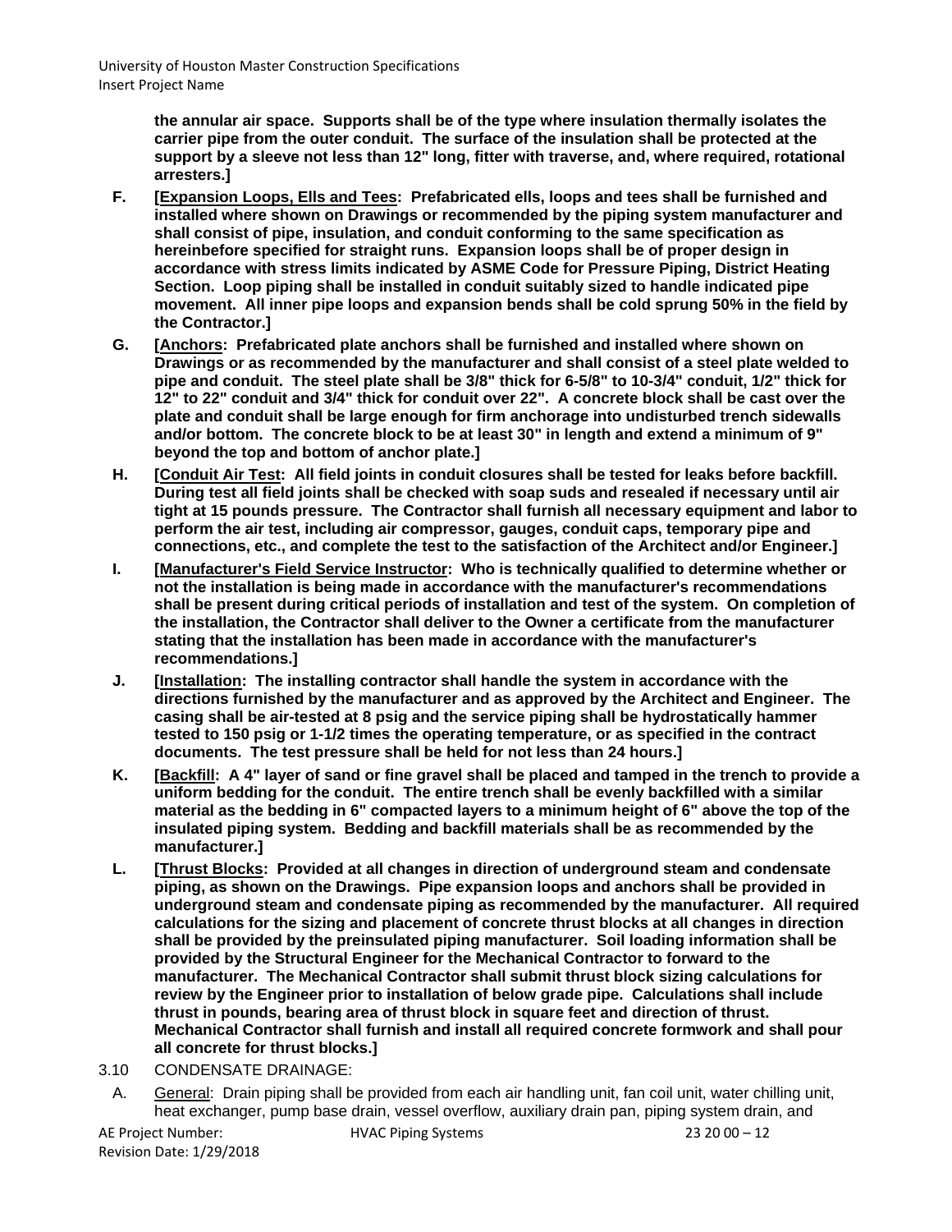**the annular air space. Supports shall be of the type where insulation thermally isolates the carrier pipe from the outer conduit. The surface of the insulation shall be protected at the support by a sleeve not less than 12" long, fitter with traverse, and, where required, rotational arresters.]**

F. **[<u>Expansion Loops, Ells and Tees</u>: Prefabricated ells, loops and tees shall be furnished and installed where shown on Drawings or recommended by the piping system manufacturer and shall consist of pipe, insulation, and conduit conforming to the same specification as hereinbefore specified for straight runs. Expansion loops shall be of proper design in accordance with stress limits indicated by ASME Code for Pressure Piping, District Heating Section. Loop piping shall be installed in conduit suitably sized to handle indicated pipe movement. All inner pipe loops and expansion bends shall be cold sprung 50% in the field by the Contractor.]**

G. **[<u>Anchors</u>: Prefabricated plate anchors shall be furnished and installed where shown on Drawings or as recommended by the manufacturer and shall consist of a steel plate welded to pipe and conduit. The steel plate shall be 3/8" thick for 6-5/8" to 10-3/4" conduit, 1/2" thick for 12" to 22" conduit and 3/4" thick for conduit over 22". A concrete block shall be cast over the plate and conduit shall be large enough for firm anchorage into undisturbed trench sidewalls and/or bottom. The concrete block to be at least 30" in length and extend a minimum of 9" beyond the top and bottom of anchor plate.]**

H. **[<u>Conduit Air Test</u>: All field joints in conduit closures shall be tested for leaks before backfill. During test all field joints shall be checked with soap suds and resealed if necessary until air tight at 15 pounds pressure. The Contractor shall furnish all necessary equipment and labor to perform the air test, including air compressor, gauges, conduit caps, temporary pipe and connections, etc., and complete the test to the satisfaction of the Architect and/or Engineer.]**

I. **[<u>Manufacturer's Field Service Instructor</u>: Who is technically qualified to determine whether or not the installation is being made in accordance with the manufacturer's recommendations shall be present during critical periods of installation and test of the system. On completion of the installation, the Contractor shall deliver to the Owner a certificate from the manufacturer stating that the installation has been made in accordance with the manufacturer's recommendations.]**

J. **[<u>Installation</u>: The installing contractor shall handle the system in accordance with the directions furnished by the manufacturer and as approved by the Architect and Engineer. The casing shall be air-tested at 8 psig and the service piping shall be hydrostatically hammer tested to 150 psig or 1-1/2 times the operating temperature, or as specified in the contract documents. The test pressure shall be held for not less than 24 hours.]**

K. **[<u>Backfill</u>: A 4" layer of sand or fine gravel shall be placed and tamped in the trench to provide a uniform bedding for the conduit. The entire trench shall be evenly backfilled with a similar material as the bedding in 6" compacted layers to a minimum height of 6" above the top of the insulated piping system. Bedding and backfill materials shall be as recommended by the manufacturer.]**

L. **[<u>Thrust Blocks</u>: Provided at all changes in direction of underground steam and condensate piping, as shown on the Drawings. Pipe expansion loops and anchors shall be provided in underground steam and condensate piping as recommended by the manufacturer. All required calculations for the sizing and placement of concrete thrust blocks at all changes in direction shall be provided by the preinsulated piping manufacturer. Soil loading information shall be provided by the Structural Engineer for the Mechanical Contractor to forward to the manufacturer. The Mechanical Contractor shall submit thrust block sizing calculations for review by the Engineer prior to installation of below grade pipe. Calculations shall include thrust in pounds, bearing area of thrust block in square feet and direction of thrust. Mechanical Contractor shall furnish and install all required concrete formwork and shall pour all concrete for thrust blocks.]**

3.10 CONDENSATE DRAINAGE:

A. <u>General</u>: Drain piping shall be provided from each air handling unit, fan coil unit, water chilling unit, heat exchanger, pump base drain, vessel overflow, auxiliary drain pan, piping system drain, and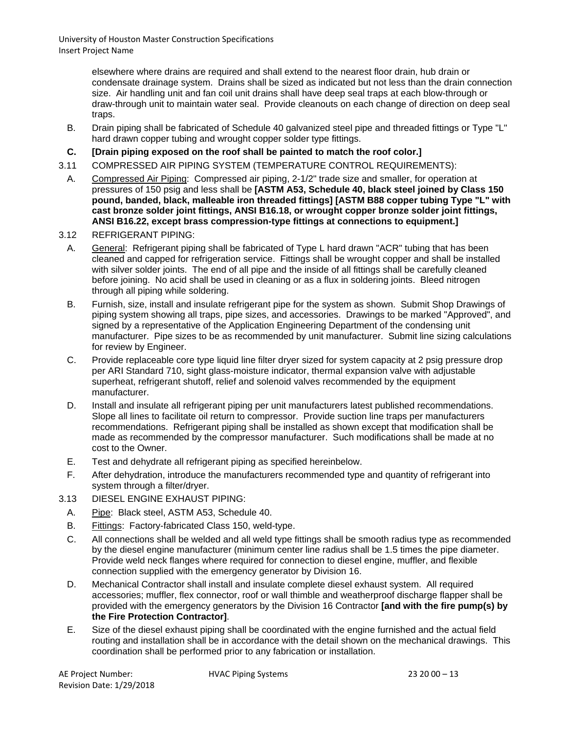elsewhere where drains are required and shall extend to the nearest floor drain, hub drain or condensate drainage system. Drains shall be sized as indicated but not less than the drain connection size. Air handling unit and fan coil unit drains shall have deep seal traps at each blow-through or draw-through unit to maintain water seal. Provide cleanouts on each change of direction on deep seal traps.

B. Drain piping shall be fabricated of Schedule 40 galvanized steel pipe and threaded fittings or Type "L" hard drawn copper tubing and wrought copper solder type fittings.

**C. [Drain piping exposed on the roof shall be painted to match the roof color.]**

3.11 COMPRESSED AIR PIPING SYSTEM (TEMPERATURE CONTROL REQUIREMENTS):

A. Compressed Air Piping: Compressed air piping, 2-1/2" trade size and smaller, for operation at pressures of 150 psig and less shall be **[ASTM A53, Schedule 40, black steel joined by Class 150 pound, banded, black, malleable iron threaded fittings] [ASTM B88 copper tubing Type "L" with cast bronze solder joint fittings, ANSI B16.18, or wrought copper bronze solder joint fittings, ANSI B16.22, except brass compression-type fittings at connections to equipment.]**

3.12 REFRIGERANT PIPING:

A. General: Refrigerant piping shall be fabricated of Type L hard drawn "ACR" tubing that has been cleaned and capped for refrigeration service. Fittings shall be wrought copper and shall be installed with silver solder joints. The end of all pipe and the inside of all fittings shall be carefully cleaned before joining. No acid shall be used in cleaning or as a flux in soldering joints. Bleed nitrogen through all piping while soldering.

B. Furnish, size, install and insulate refrigerant pipe for the system as shown. Submit Shop Drawings of piping system showing all traps, pipe sizes, and accessories. Drawings to be marked "Approved", and signed by a representative of the Application Engineering Department of the condensing unit manufacturer. Pipe sizes to be as recommended by unit manufacturer. Submit line sizing calculations for review by Engineer.

C. Provide replaceable core type liquid line filter dryer sized for system capacity at 2 psig pressure drop per ARI Standard 710, sight glass-moisture indicator, thermal expansion valve with adjustable superheat, refrigerant shutoff, relief and solenoid valves recommended by the equipment manufacturer.

D. Install and insulate all refrigerant piping per unit manufacturers latest published recommendations. Slope all lines to facilitate oil return to compressor. Provide suction line traps per manufacturers recommendations. Refrigerant piping shall be installed as shown except that modification shall be made as recommended by the compressor manufacturer. Such modifications shall be made at no cost to the Owner.

E. Test and dehydrate all refrigerant piping as specified hereinbelow.

F. After dehydration, introduce the manufacturers recommended type and quantity of refrigerant into system through a filter/dryer.

3.13 DIESEL ENGINE EXHAUST PIPING:

A. Pipe: Black steel, ASTM A53, Schedule 40.

B. Fittings: Factory-fabricated Class 150, weld-type.

C. All connections shall be welded and all weld type fittings shall be smooth radius type as recommended by the diesel engine manufacturer (minimum center line radius shall be 1.5 times the pipe diameter. Provide weld neck flanges where required for connection to diesel engine, muffler, and flexible connection supplied with the emergency generator by Division 16.

D. Mechanical Contractor shall install and insulate complete diesel exhaust system. All required accessories; muffler, flex connector, roof or wall thimble and weatherproof discharge flapper shall be provided with the emergency generators by the Division 16 Contractor **[and with the fire pump(s) by the Fire Protection Contractor]**.

E. Size of the diesel exhaust piping shall be coordinated with the engine furnished and the actual field routing and installation shall be in accordance with the detail shown on the mechanical drawings. This coordination shall be performed prior to any fabrication or installation.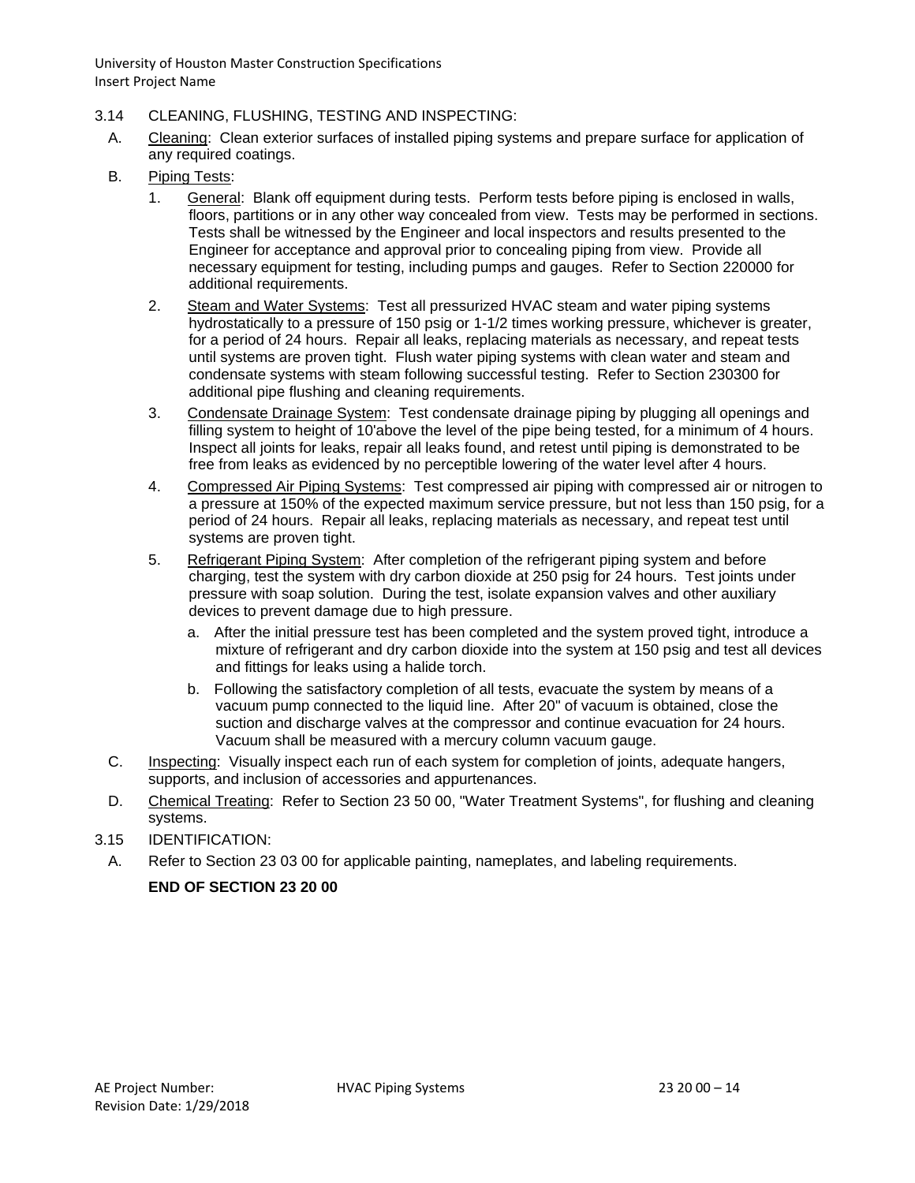3.14 CLEANING, FLUSHING, TESTING AND INSPECTING:

A. Cleaning: Clean exterior surfaces of installed piping systems and prepare surface for application of any required coatings.

B. Piping Tests:

1. General: Blank off equipment during tests. Perform tests before piping is enclosed in walls, floors, partitions or in any other way concealed from view. Tests may be performed in sections. Tests shall be witnessed by the Engineer and local inspectors and results presented to the Engineer for acceptance and approval prior to concealing piping from view. Provide all necessary equipment for testing, including pumps and gauges. Refer to Section 220000 for additional requirements.

2. Steam and Water Systems: Test all pressurized HVAC steam and water piping systems hydrostatically to a pressure of 150 psig or 1-1/2 times working pressure, whichever is greater, for a period of 24 hours. Repair all leaks, replacing materials as necessary, and repeat tests until systems are proven tight. Flush water piping systems with clean water and steam and condensate systems with steam following successful testing. Refer to Section 230300 for additional pipe flushing and cleaning requirements.

3. Condensate Drainage System: Test condensate drainage piping by plugging all openings and filling system to height of 10'above the level of the pipe being tested, for a minimum of 4 hours. Inspect all joints for leaks, repair all leaks found, and retest until piping is demonstrated to be free from leaks as evidenced by no perceptible lowering of the water level after 4 hours.

4. Compressed Air Piping Systems: Test compressed air piping with compressed air or nitrogen to a pressure at 150% of the expected maximum service pressure, but not less than 150 psig, for a period of 24 hours. Repair all leaks, replacing materials as necessary, and repeat test until systems are proven tight.

5. Refrigerant Piping System: After completion of the refrigerant piping system and before charging, test the system with dry carbon dioxide at 250 psig for 24 hours. Test joints under pressure with soap solution. During the test, isolate expansion valves and other auxiliary devices to prevent damage due to high pressure.

   a. After the initial pressure test has been completed and the system proved tight, introduce a mixture of refrigerant and dry carbon dioxide into the system at 150 psig and test all devices and fittings for leaks using a halide torch.

   b. Following the satisfactory completion of all tests, evacuate the system by means of a vacuum pump connected to the liquid line. After 20" of vacuum is obtained, close the suction and discharge valves at the compressor and continue evacuation for 24 hours. Vacuum shall be measured with a mercury column vacuum gauge.

C. Inspecting: Visually inspect each run of each system for completion of joints, adequate hangers, supports, and inclusion of accessories and appurtenances.

D. Chemical Treating: Refer to Section 23 50 00, "Water Treatment Systems", for flushing and cleaning systems.

3.15 IDENTIFICATION:

A. Refer to Section 23 03 00 for applicable painting, nameplates, and labeling requirements.

**END OF SECTION 23 20 00**